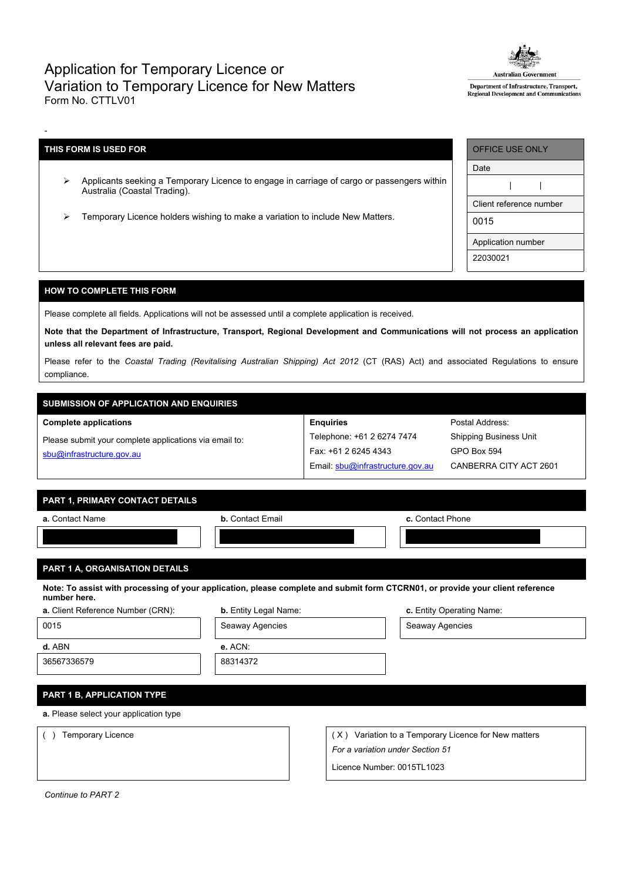# Application for Temporary Licence or Variation to Temporary Licence for New Matters

Form No. CTTLV01

Australian Government
Department of Infrastructure, Transport, Regional Development and Communications

-

## THIS FORM IS USED FOR

- Applicants seeking a Temporary Licence to engage in carriage of cargo or passengers within Australia (Coastal Trading).
- Temporary Licence holders wishing to make a variation to include New Matters.

| OFFICE USE ONLY |
| --- |
| Date |
| \| \| |
| Client reference number |
| 0015 |
| Application number |
| 22030021 |

## HOW TO COMPLETE THIS FORM

Please complete all fields. Applications will not be assessed until a complete application is received.

**Note that the Department of Infrastructure, Transport, Regional Development and Communications will not process an application unless all relevant fees are paid.**

Please refer to the *Coastal Trading (Revitalising Australian Shipping) Act 2012* (CT (RAS) Act) and associated Regulations to ensure compliance.

## SUBMISSION OF APPLICATION AND ENQUIRIES

**Complete applications**

Please submit your complete applications via email to:
sbu@infrastructure.gov.au

**Enquiries**

Telephone: +61 2 6274 7474
Fax: +61 2 6245 4343
Email: sbu@infrastructure.gov.au

Postal Address:
Shipping Business Unit
GPO Box 594
CANBERRA CITY ACT 2601

## PART 1, PRIMARY CONTACT DETAILS

| **a.** Contact Name | **b.** Contact Email | **c.** Contact Phone |
| --- | --- | --- |
| | | |

## PART 1 A, ORGANISATION DETAILS

**Note: To assist with processing of your application, please complete and submit form CTCRN01, or provide your client reference number here.**

| **a.** Client Reference Number (CRN): | **b.** Entity Legal Name: | **c.** Entity Operating Name: |
| --- | --- | --- |
| 0015 | Seaway Agencies | Seaway Agencies |
| **d.** ABN | **e.** ACN: | |
| 36567336579 | 88314372 | |

## PART 1 B, APPLICATION TYPE

**a.** Please select your application type

( ) Temporary Licence

( X ) Variation to a Temporary Licence for New matters
*For a variation under Section 51*
Licence Number: 0015TL1023

*Continue to PART 2*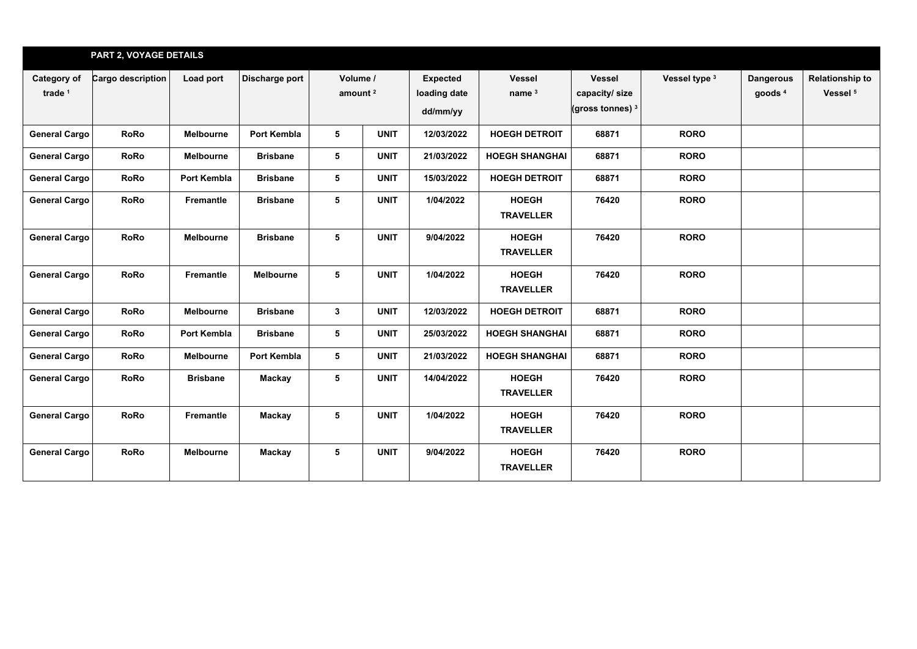## PART 2, VOYAGE DETAILS

| Category of trade [1] | Cargo description | Load port | Discharge port | Volume / amount [2] | | Expected loading date dd/mm/yy | Vessel name [3] | Vessel capacity/ size (gross tonnes) [3] | Vessel type [3] | Dangerous goods [4] | Relationship to Vessel [5] |
|---|---|---|---|---|---|---|---|---|---|---|---|
| General Cargo | RoRo | Melbourne | Port Kembla | 5 | UNIT | 12/03/2022 | HOEGH DETROIT | 68871 | RORO | | |
| General Cargo | RoRo | Melbourne | Brisbane | 5 | UNIT | 21/03/2022 | HOEGH SHANGHAI | 68871 | RORO | | |
| General Cargo | RoRo | Port Kembla | Brisbane | 5 | UNIT | 15/03/2022 | HOEGH DETROIT | 68871 | RORO | | |
| General Cargo | RoRo | Fremantle | Brisbane | 5 | UNIT | 1/04/2022 | HOEGH TRAVELLER | 76420 | RORO | | |
| General Cargo | RoRo | Melbourne | Brisbane | 5 | UNIT | 9/04/2022 | HOEGH TRAVELLER | 76420 | RORO | | |
| General Cargo | RoRo | Fremantle | Melbourne | 5 | UNIT | 1/04/2022 | HOEGH TRAVELLER | 76420 | RORO | | |
| General Cargo | RoRo | Melbourne | Brisbane | 3 | UNIT | 12/03/2022 | HOEGH DETROIT | 68871 | RORO | | |
| General Cargo | RoRo | Port Kembla | Brisbane | 5 | UNIT | 25/03/2022 | HOEGH SHANGHAI | 68871 | RORO | | |
| General Cargo | RoRo | Melbourne | Port Kembla | 5 | UNIT | 21/03/2022 | HOEGH SHANGHAI | 68871 | RORO | | |
| General Cargo | RoRo | Brisbane | Mackay | 5 | UNIT | 14/04/2022 | HOEGH TRAVELLER | 76420 | RORO | | |
| General Cargo | RoRo | Fremantle | Mackay | 5 | UNIT | 1/04/2022 | HOEGH TRAVELLER | 76420 | RORO | | |
| General Cargo | RoRo | Melbourne | Mackay | 5 | UNIT | 9/04/2022 | HOEGH TRAVELLER | 76420 | RORO | | |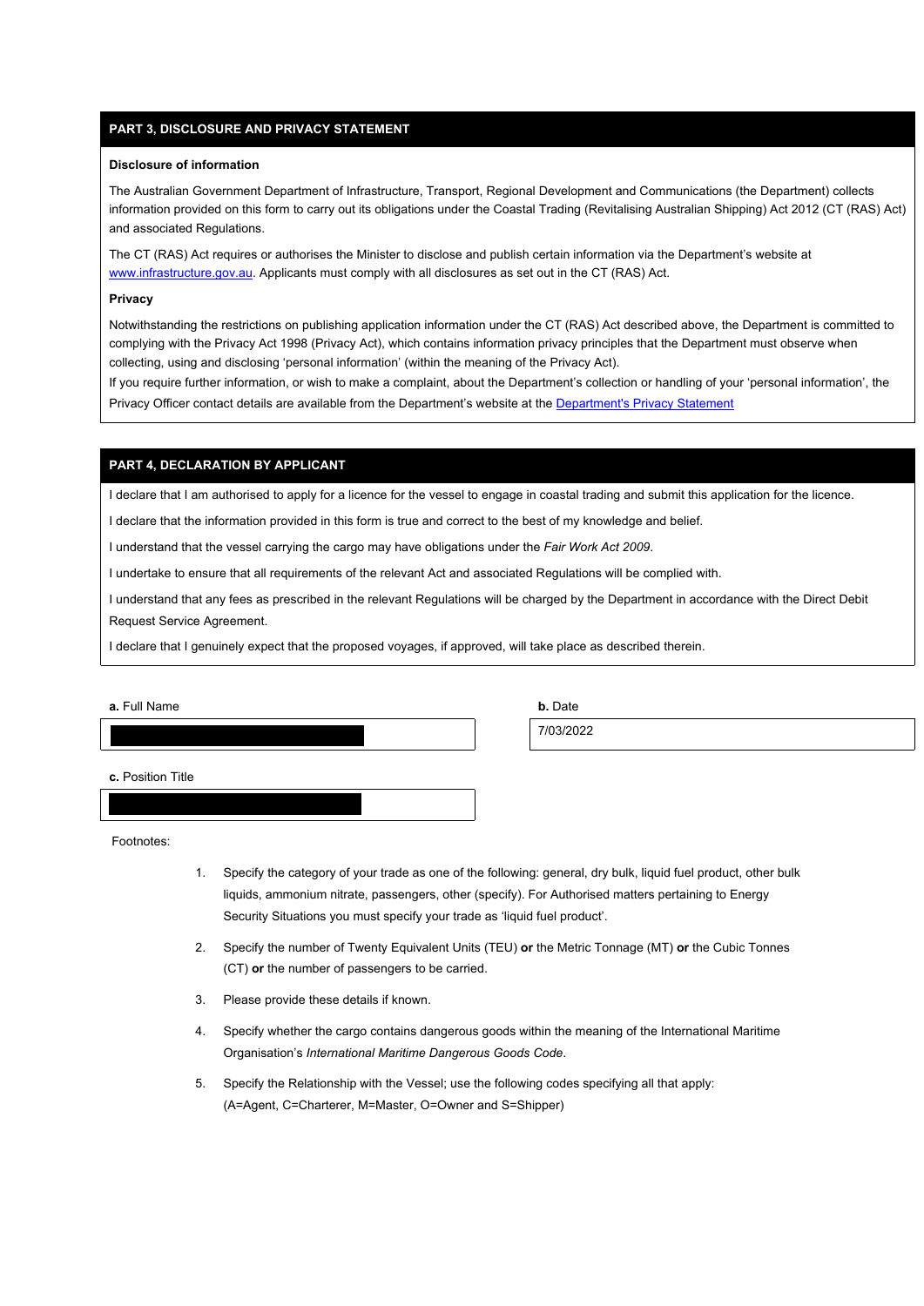## PART 3, DISCLOSURE AND PRIVACY STATEMENT

**Disclosure of information**

The Australian Government Department of Infrastructure, Transport, Regional Development and Communications (the Department) collects information provided on this form to carry out its obligations under the Coastal Trading (Revitalising Australian Shipping) Act 2012 (CT (RAS) Act) and associated Regulations.

The CT (RAS) Act requires or authorises the Minister to disclose and publish certain information via the Department's website at www.infrastructure.gov.au. Applicants must comply with all disclosures as set out in the CT (RAS) Act.

**Privacy**

Notwithstanding the restrictions on publishing application information under the CT (RAS) Act described above, the Department is committed to complying with the Privacy Act 1998 (Privacy Act), which contains information privacy principles that the Department must observe when collecting, using and disclosing 'personal information' (within the meaning of the Privacy Act).

If you require further information, or wish to make a complaint, about the Department's collection or handling of your 'personal information', the Privacy Officer contact details are available from the Department's website at the Department's Privacy Statement

## PART 4, DECLARATION BY APPLICANT

I declare that I am authorised to apply for a licence for the vessel to engage in coastal trading and submit this application for the licence.

I declare that the information provided in this form is true and correct to the best of my knowledge and belief.

I understand that the vessel carrying the cargo may have obligations under the *Fair Work Act 2009*.

I undertake to ensure that all requirements of the relevant Act and associated Regulations will be complied with.

I understand that any fees as prescribed in the relevant Regulations will be charged by the Department in accordance with the Direct Debit Request Service Agreement.

I declare that I genuinely expect that the proposed voyages, if approved, will take place as described therein.

**a.** Full Name

[REDACTED]

**b.** Date

7/03/2022

**c.** Position Title

[REDACTED]

Footnotes:

1. Specify the category of your trade as one of the following: general, dry bulk, liquid fuel product, other bulk liquids, ammonium nitrate, passengers, other (specify). For Authorised matters pertaining to Energy Security Situations you must specify your trade as 'liquid fuel product'.
2. Specify the number of Twenty Equivalent Units (TEU) **or** the Metric Tonnage (MT) **or** the Cubic Tonnes (CT) **or** the number of passengers to be carried.
3. Please provide these details if known.
4. Specify whether the cargo contains dangerous goods within the meaning of the International Maritime Organisation's *International Maritime Dangerous Goods Code*.
5. Specify the Relationship with the Vessel; use the following codes specifying all that apply: (A=Agent, C=Charterer, M=Master, O=Owner and S=Shipper)